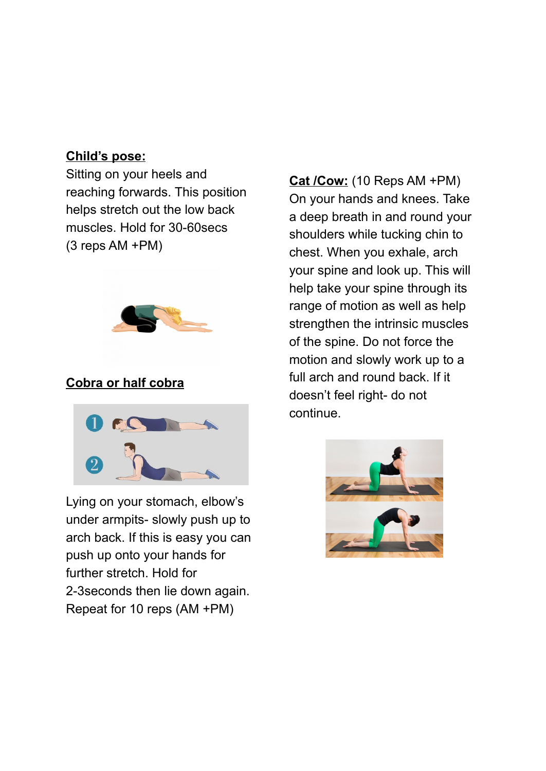**Child's pose:**

Sitting on your heels and reaching forwards. This position helps stretch out the low back muscles. Hold for 30-60secs (3 reps AM +PM)

**Cobra or half cobra**

Lying on your stomach, elbow's under armpits- slowly push up to arch back. If this is easy you can push up onto your hands for further stretch. Hold for 2-3seconds then lie down again. Repeat for 10 reps (AM +PM)

**Cat /Cow:** (10 Reps AM +PM)

On your hands and knees. Take a deep breath in and round your shoulders while tucking chin to chest. When you exhale, arch your spine and look up. This will help take your spine through its range of motion as well as help strengthen the intrinsic muscles of the spine. Do not force the motion and slowly work up to a full arch and round back. If it doesn't feel right- do not continue.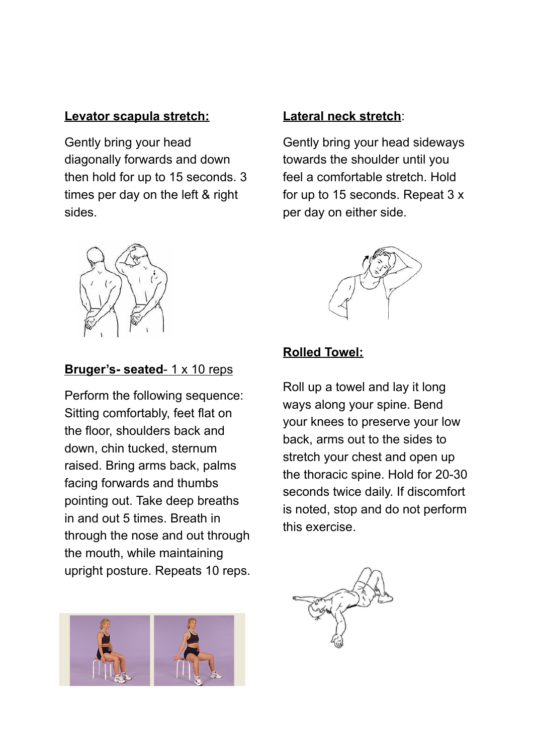**<u>Levator scapula stretch:</u>**

Gently bring your head diagonally forwards and down then hold for up to 15 seconds. 3 times per day on the left & right sides.

**<u>Bruger's- seated</u>**<u>- 1 x 10 reps</u>

Perform the following sequence: Sitting comfortably, feet flat on the floor, shoulders back and down, chin tucked, sternum raised. Bring arms back, palms facing forwards and thumbs pointing out. Take deep breaths in and out 5 times. Breath in through the nose and out through the mouth, while maintaining upright posture. Repeats 10 reps.

**<u>Lateral neck stretch</u>**:

Gently bring your head sideways towards the shoulder until you feel a comfortable stretch. Hold for up to 15 seconds. Repeat 3 x per day on either side.

**<u>Rolled Towel:</u>**

Roll up a towel and lay it long ways along your spine. Bend your knees to preserve your low back, arms out to the sides to stretch your chest and open up the thoracic spine. Hold for 20-30 seconds twice daily. If discomfort is noted, stop and do not perform this exercise.